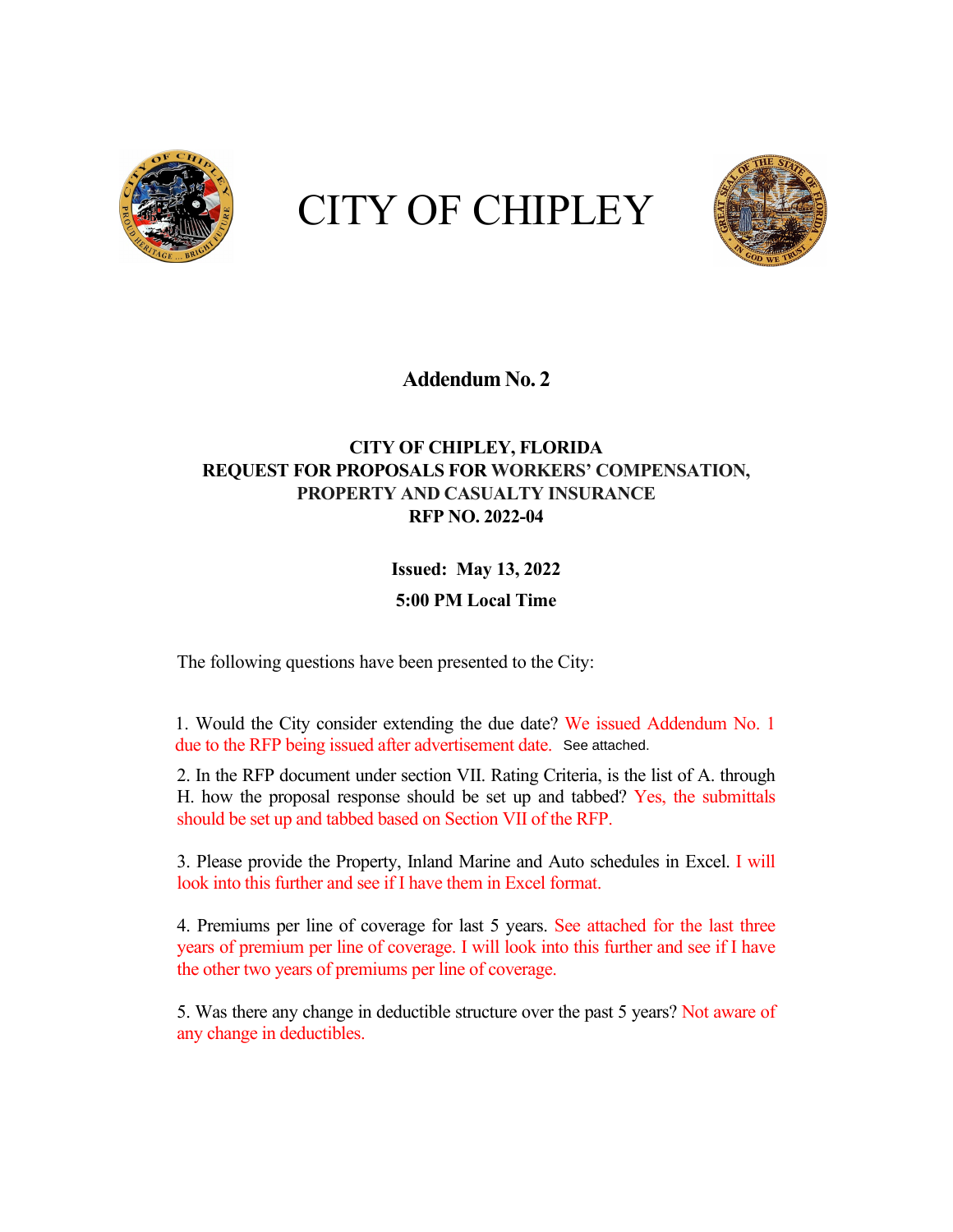# CITY OF CHIPLEY

## Addendum No. 2

**CITY OF CHIPLEY, FLORIDA**
**REQUEST FOR PROPOSALS FOR WORKERS' COMPENSATION, PROPERTY AND CASUALTY INSURANCE**
**RFP NO. 2022-04**

**Issued: May 13, 2022**

**5:00 PM Local Time**

The following questions have been presented to the City:

1. Would the City consider extending the due date? We issued Addendum No. 1 due to the RFP being issued after advertisement date. See attached.

2. In the RFP document under section VII. Rating Criteria, is the list of A. through H. how the proposal response should be set up and tabbed? Yes, the submittals should be set up and tabbed based on Section VII of the RFP.

3. Please provide the Property, Inland Marine and Auto schedules in Excel. I will look into this further and see if I have them in Excel format.

4. Premiums per line of coverage for last 5 years. See attached for the last three years of premium per line of coverage. I will look into this further and see if I have the other two years of premiums per line of coverage.

5. Was there any change in deductible structure over the past 5 years? Not aware of any change in deductibles.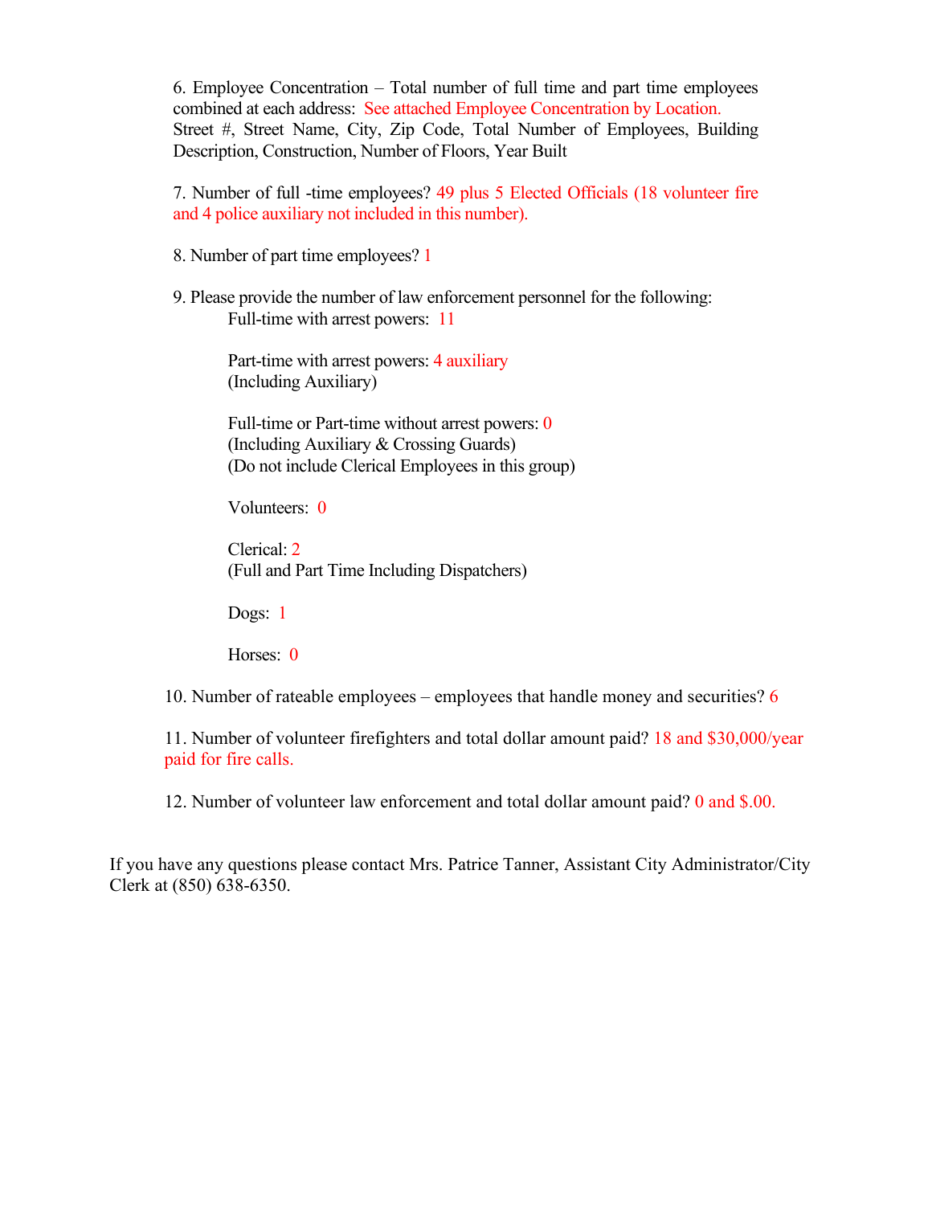6. Employee Concentration – Total number of full time and part time employees combined at each address: See attached Employee Concentration by Location.
Street #, Street Name, City, Zip Code, Total Number of Employees, Building Description, Construction, Number of Floors, Year Built

7. Number of full -time employees? 49 plus 5 Elected Officials (18 volunteer fire and 4 police auxiliary not included in this number).

8. Number of part time employees? 1

9. Please provide the number of law enforcement personnel for the following:

Full-time with arrest powers: 11

Part-time with arrest powers: 4 auxiliary
(Including Auxiliary)

Full-time or Part-time without arrest powers: 0
(Including Auxiliary & Crossing Guards)
(Do not include Clerical Employees in this group)

Volunteers: 0

Clerical: 2
(Full and Part Time Including Dispatchers)

Dogs: 1

Horses: 0

10. Number of rateable employees – employees that handle money and securities? 6

11. Number of volunteer firefighters and total dollar amount paid? 18 and $30,000/year paid for fire calls.

12. Number of volunteer law enforcement and total dollar amount paid? 0 and $.00.

If you have any questions please contact Mrs. Patrice Tanner, Assistant City Administrator/City Clerk at (850) 638-6350.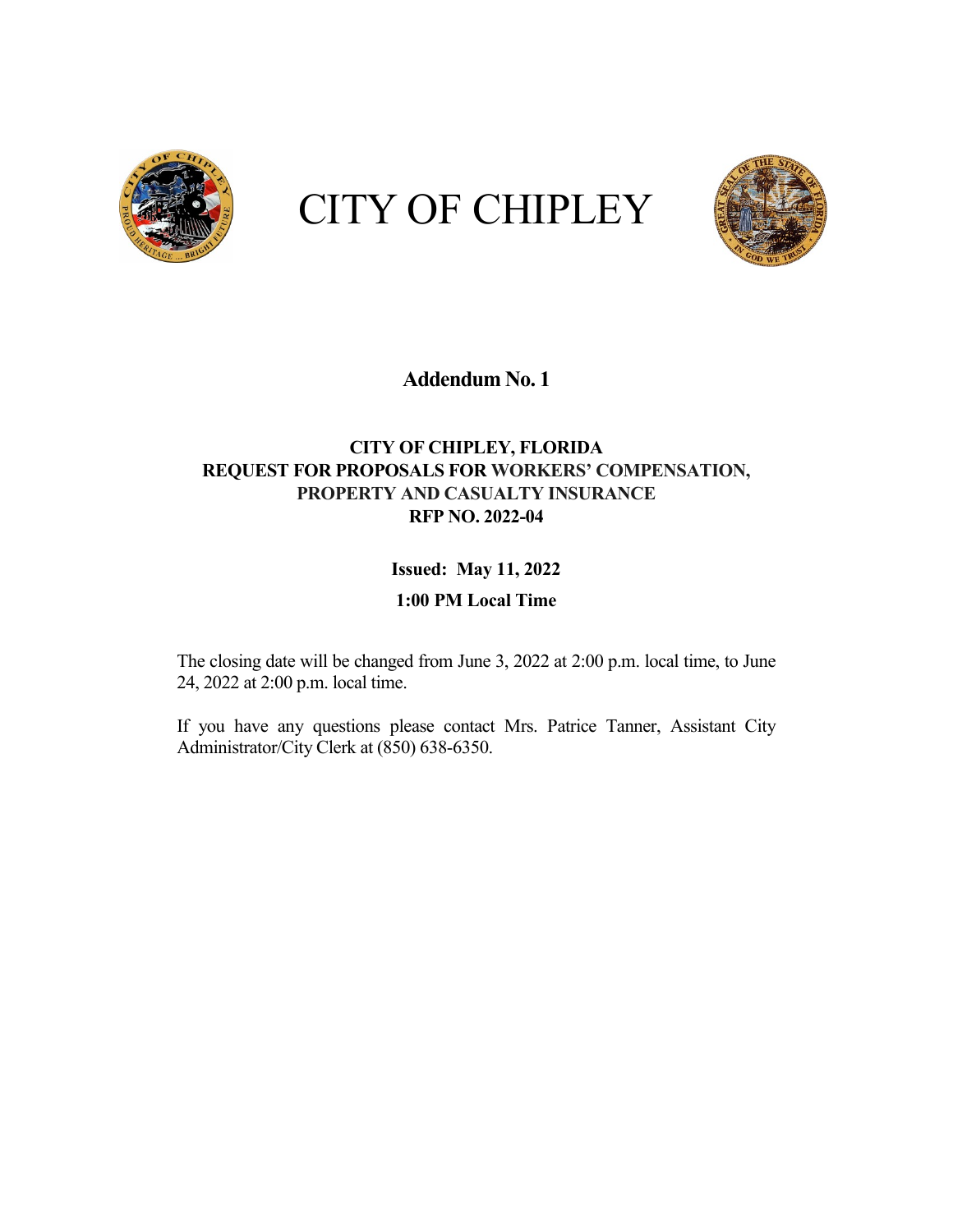# CITY OF CHIPLEY

## Addendum No. 1

**CITY OF CHIPLEY, FLORIDA**
**REQUEST FOR PROPOSALS FOR WORKERS' COMPENSATION, PROPERTY AND CASUALTY INSURANCE**
**RFP NO. 2022-04**

**Issued: May 11, 2022**

**1:00 PM Local Time**

The closing date will be changed from June 3, 2022 at 2:00 p.m. local time, to June 24, 2022 at 2:00 p.m. local time.

If you have any questions please contact Mrs. Patrice Tanner, Assistant City Administrator/City Clerk at (850) 638-6350.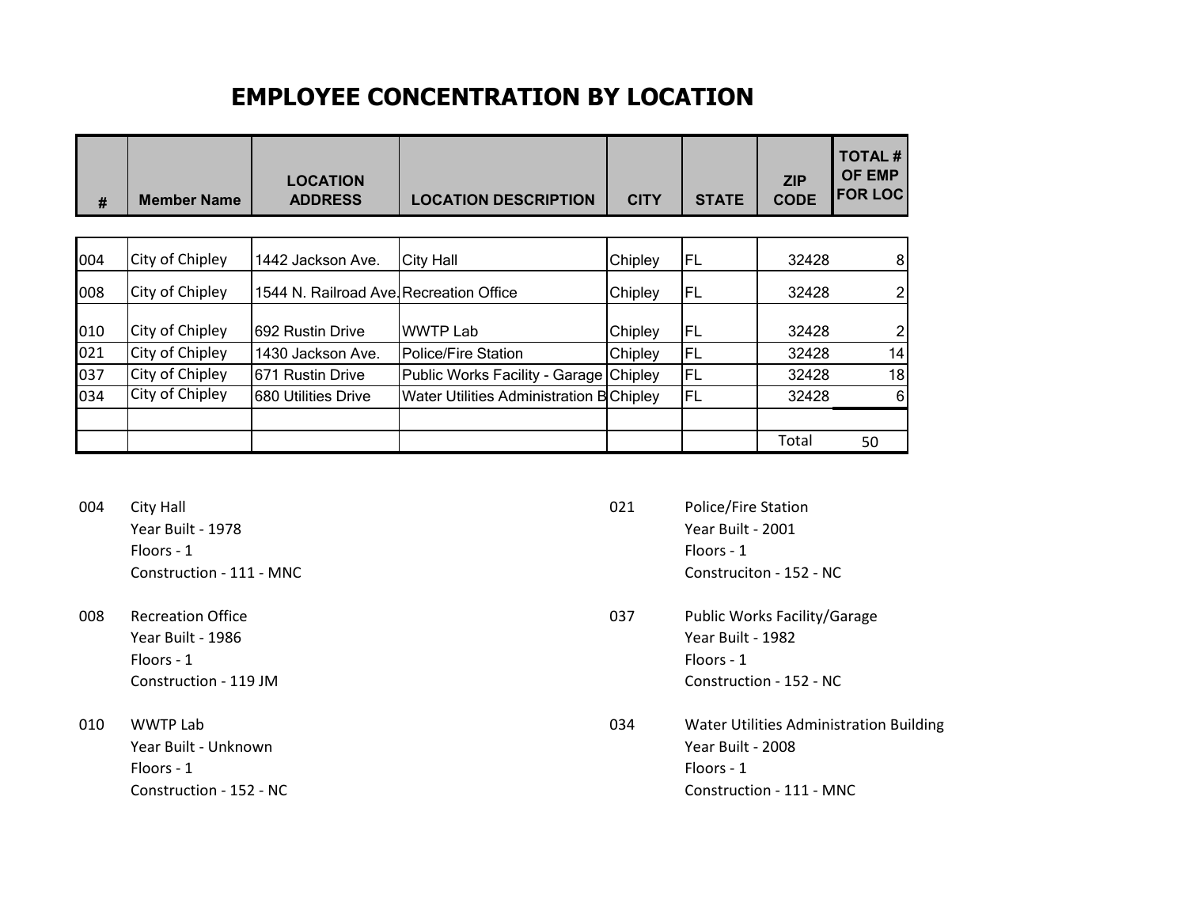# EMPLOYEE CONCENTRATION BY LOCATION

| # | Member Name | LOCATION ADDRESS | LOCATION DESCRIPTION | CITY | STATE | ZIP CODE | TOTAL # OF EMP FOR LOC |
|---|---|---|---|---|---|---|---|
| 004 | City of Chipley | 1442 Jackson Ave. | City Hall | Chipley | FL | 32428 | 8 |
| 008 | City of Chipley | 1544 N. Railroad Ave. | Recreation Office | Chipley | FL | 32428 | 2 |
| 010 | City of Chipley | 692 Rustin Drive | WWTP Lab | Chipley | FL | 32428 | 2 |
| 021 | City of Chipley | 1430 Jackson Ave. | Police/Fire Station | Chipley | FL | 32428 | 14 |
| 037 | City of Chipley | 671 Rustin Drive | Public Works Facility - Garage | Chipley | FL | 32428 | 18 |
| 034 | City of Chipley | 680 Utilities Drive | Water Utilities Administration B | Chipley | FL | 32428 | 6 |
| | | | | | | | |
| | | | | | | Total | 50 |

004 City Hall
Year Built - 1978
Floors - 1
Construction - 111 - MNC

008 Recreation Office
Year Built - 1986
Floors - 1
Construction - 119 JM

010 WWTP Lab
Year Built - Unknown
Floors - 1
Construction - 152 - NC

021 Police/Fire Station
Year Built - 2001
Floors - 1
Construciton - 152 - NC

037 Public Works Facility/Garage
Year Built - 1982
Floors - 1
Construction - 152 - NC

034 Water Utilities Administration Building
Year Built - 2008
Floors - 1
Construction - 111 - MNC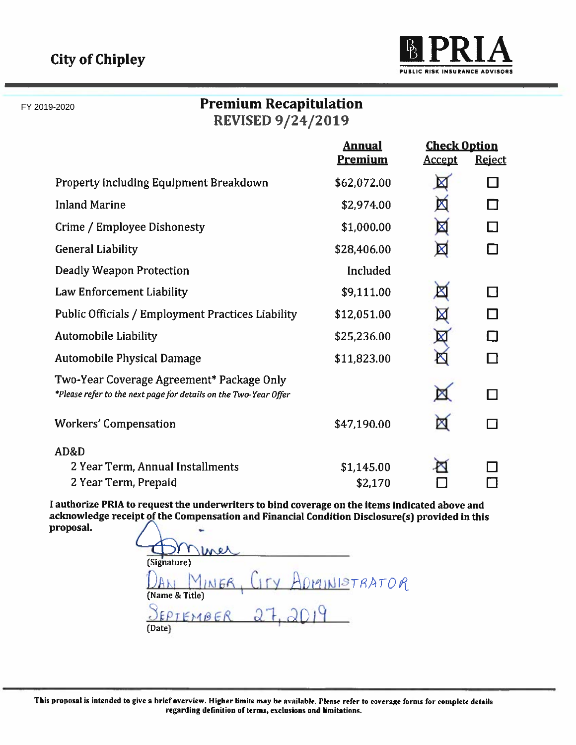**City of Chipley**

**PRIA** PUBLIC RISK INSURANCE ADVISORS

FY 2019-2020

## Premium Recapitulation
## REVISED 9/24/2019

| | Annual Premium | Accept | Reject |
|---|---|---|---|
| Property including Equipment Breakdown | $62,072.00 | ☒ | ☐ |
| Inland Marine | $2,974.00 | ☒ | ☐ |
| Crime / Employee Dishonesty | $1,000.00 | ☒ | ☐ |
| General Liability | $28,406.00 | ☒ | ☐ |
| Deadly Weapon Protection | Included | | |
| Law Enforcement Liability | $9,111.00 | ☒ | ☐ |
| Public Officials / Employment Practices Liability | $12,051.00 | ☒ | ☐ |
| Automobile Liability | $25,236.00 | ☒ | ☐ |
| Automobile Physical Damage | $11,823.00 | ☒ | ☐ |
| Two-Year Coverage Agreement* Package Only<br>*\*Please refer to the next page for details on the Two-Year Offer* | | ☒ | ☐ |
| Workers' Compensation | $47,190.00 | ☒ | ☐ |
| AD&D | | | |
| 2 Year Term, Annual Installments | $1,145.00 | ☒ | ☐ |
| 2 Year Term, Prepaid | $2,170 | ☐ | ☐ |

**I authorize PRIA to request the underwriters to bind coverage on the items indicated above and acknowledge receipt of the Compensation and Financial Condition Disclosure(s) provided in this proposal.**

DMiner
(Signature)

DAN MINER, CITY ADMINISTRATOR
(Name & Title)

SEPTEMBER 27, 2019
(Date)

**This proposal is intended to give a brief overview. Higher limits may be available. Please refer to coverage forms for complete details regarding definition of terms, exclusions and limitations.**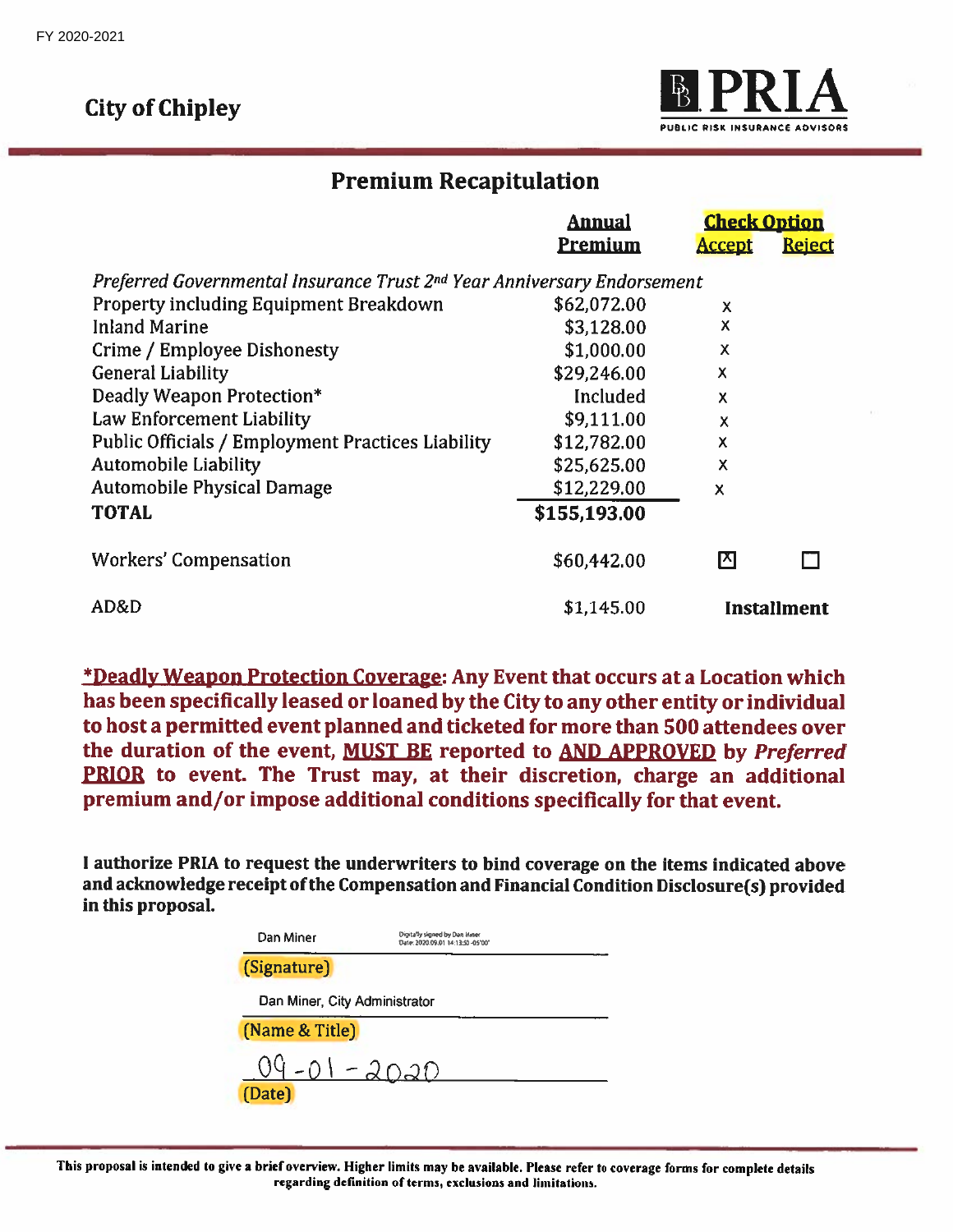FY 2020-2021

## City of Chipley

PRIA
PUBLIC RISK INSURANCE ADVISORS

# Premium Recapitulation

| | Annual Premium | Check Option Accept | Reject |
|---|---|---|---|
| *Preferred Governmental Insurance Trust 2nd Year Anniversary Endorsement* | | | |
| Property including Equipment Breakdown | $62,072.00 | x | |
| Inland Marine | $3,128.00 | x | |
| Crime / Employee Dishonesty | $1,000.00 | x | |
| General Liability | $29,246.00 | x | |
| Deadly Weapon Protection* | Included | x | |
| Law Enforcement Liability | $9,111.00 | x | |
| Public Officials / Employment Practices Liability | $12,782.00 | x | |
| Automobile Liability | $25,625.00 | x | |
| Automobile Physical Damage | $12,229.00 | x | |
| **TOTAL** | **$155,193.00** | | |
| Workers' Compensation | $60,442.00 | ☒ | ☐ |
| AD&D | $1,145.00 | **Installment** | |

**\*Deadly Weapon Protection Coverage: Any Event that occurs at a Location which has been specifically leased or loaned by the City to any other entity or individual to host a permitted event planned and ticketed for more than 500 attendees over the duration of the event, MUST BE reported to AND APPROVED by *Preferred* PRIOR to event. The Trust may, at their discretion, charge an additional premium and/or impose additional conditions specifically for that event.**

**I authorize PRIA to request the underwriters to bind coverage on the items indicated above and acknowledge receipt of the Compensation and Financial Condition Disclosure(s) provided in this proposal.**

Dan Miner — Digitally signed by Dan Miner Date: 2020.09.01 14:13:50 -05'00'
(Signature)

Dan Miner, City Administrator
(Name & Title)

09-01-2020
(Date)

**This proposal is intended to give a brief overview. Higher limits may be available. Please refer to coverage forms for complete details regarding definition of terms, exclusions and limitations.**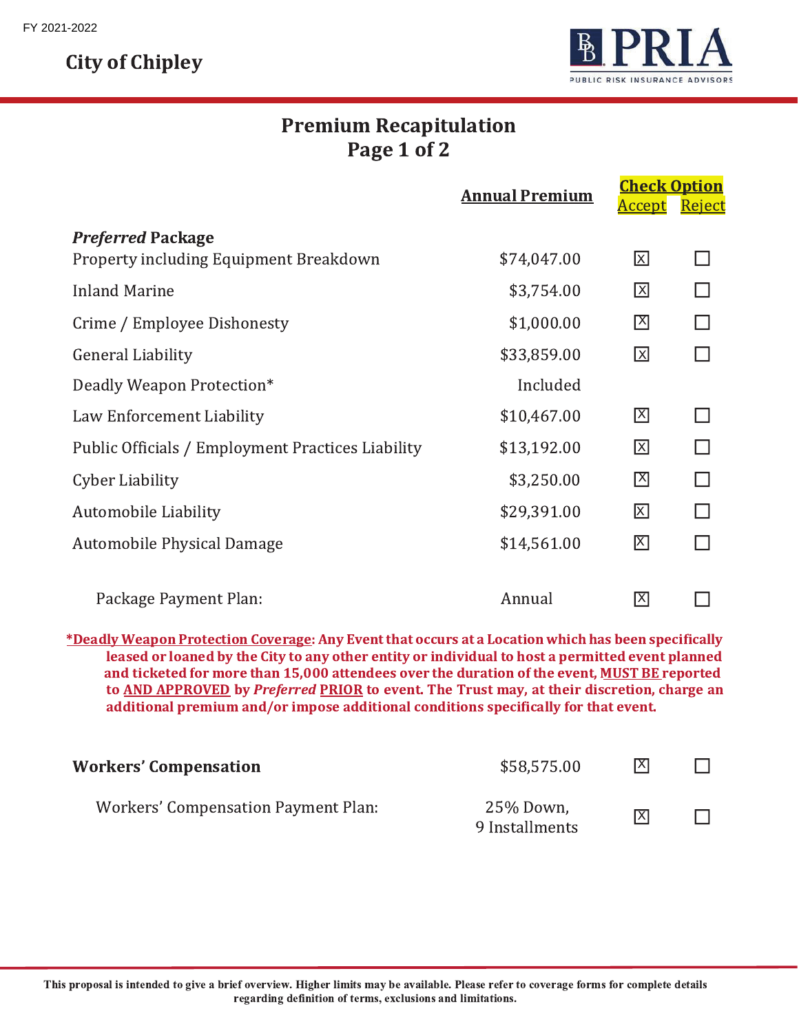FY 2021-2022

**City of Chipley**

PRIA — PUBLIC RISK INSURANCE ADVISORS

# Premium Recapitulation
## Page 1 of 2

| | Annual Premium | Check Option: Accept | Check Option: Reject |
|---|---|---|---|
| ***Preferred* Package** | | | |
| Property including Equipment Breakdown | $74,047.00 | ☒ | ☐ |
| Inland Marine | $3,754.00 | ☒ | ☐ |
| Crime / Employee Dishonesty | $1,000.00 | ☒ | ☐ |
| General Liability | $33,859.00 | ☒ | ☐ |
| Deadly Weapon Protection* | Included | | |
| Law Enforcement Liability | $10,467.00 | ☒ | ☐ |
| Public Officials / Employment Practices Liability | $13,192.00 | ☒ | ☐ |
| Cyber Liability | $3,250.00 | ☒ | ☐ |
| Automobile Liability | $29,391.00 | ☒ | ☐ |
| Automobile Physical Damage | $14,561.00 | ☒ | ☐ |
| Package Payment Plan: | Annual | ☒ | ☐ |

**\*Deadly Weapon Protection Coverage: Any Event that occurs at a Location which has been specifically leased or loaned by the City to any other entity or individual to host a permitted event planned and ticketed for more than 15,000 attendees over the duration of the event, MUST BE reported to AND APPROVED by *Preferred* PRIOR to event. The Trust may, at their discretion, charge an additional premium and/or impose additional conditions specifically for that event.**

| | Annual Premium | Accept | Reject |
|---|---|---|---|
| **Workers' Compensation** | $58,575.00 | ☒ | ☐ |
| Workers' Compensation Payment Plan: | 25% Down, 9 Installments | ☒ | ☐ |

**This proposal is intended to give a brief overview. Higher limits may be available. Please refer to coverage forms for complete details regarding definition of terms, exclusions and limitations.**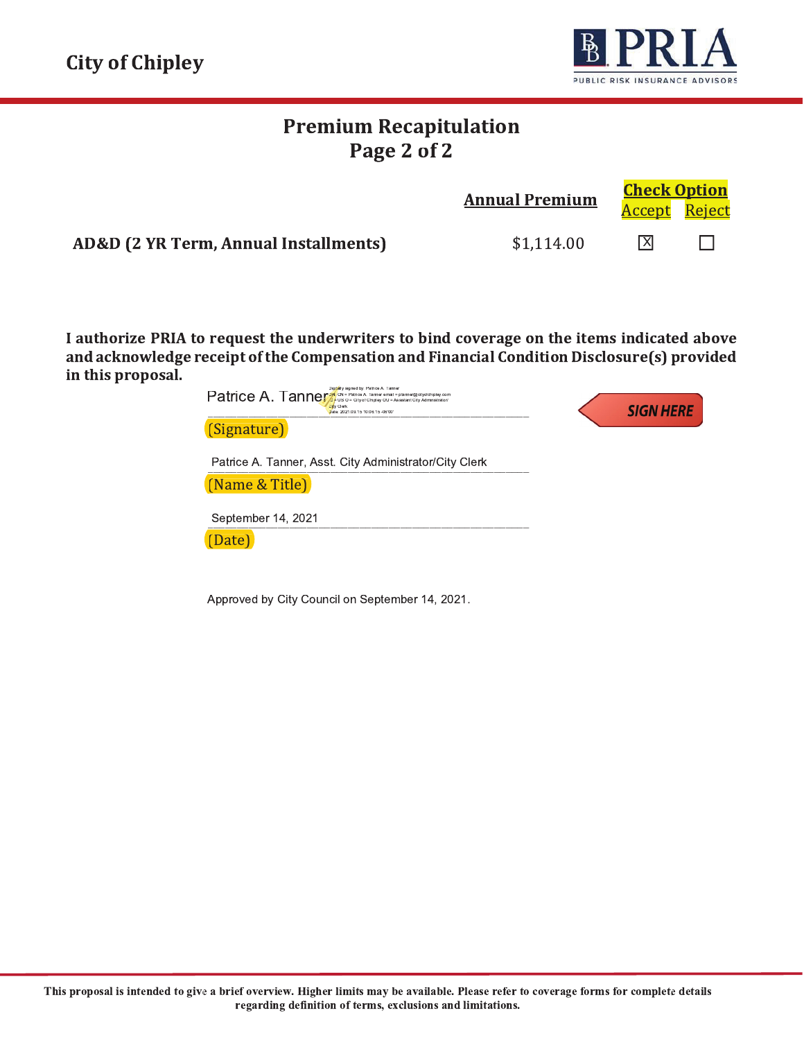City of Chipley

PRIA
PUBLIC RISK INSURANCE ADVISORS

# Premium Recapitulation
## Page 2 of 2

| | Annual Premium | Check Option Accept | Reject |
|---|---|---|---|
| **AD&D (2 YR Term, Annual Installments)** | $1,114.00 | ☒ | ☐ |

**I authorize PRIA to request the underwriters to bind coverage on the items indicated above and acknowledge receipt of the Compensation and Financial Condition Disclosure(s) provided in this proposal.**

Patrice A. Tanner Digitally signed by: Patrice A. Tanner DN: CN = Patrice A. Tanner email = ptanner@cityofchipley.com C = US O = City of Chipley OU = Assistant City Administrator/City Clerk Date: 2021.09.15 10:06:15 -05'00'

(Signature)

SIGN HERE

Patrice A. Tanner, Asst. City Administrator/City Clerk

(Name & Title)

September 14, 2021

(Date)

Approved by City Council on September 14, 2021.

**This proposal is intended to give a brief overview. Higher limits may be available. Please refer to coverage forms for complete details regarding definition of terms, exclusions and limitations.**